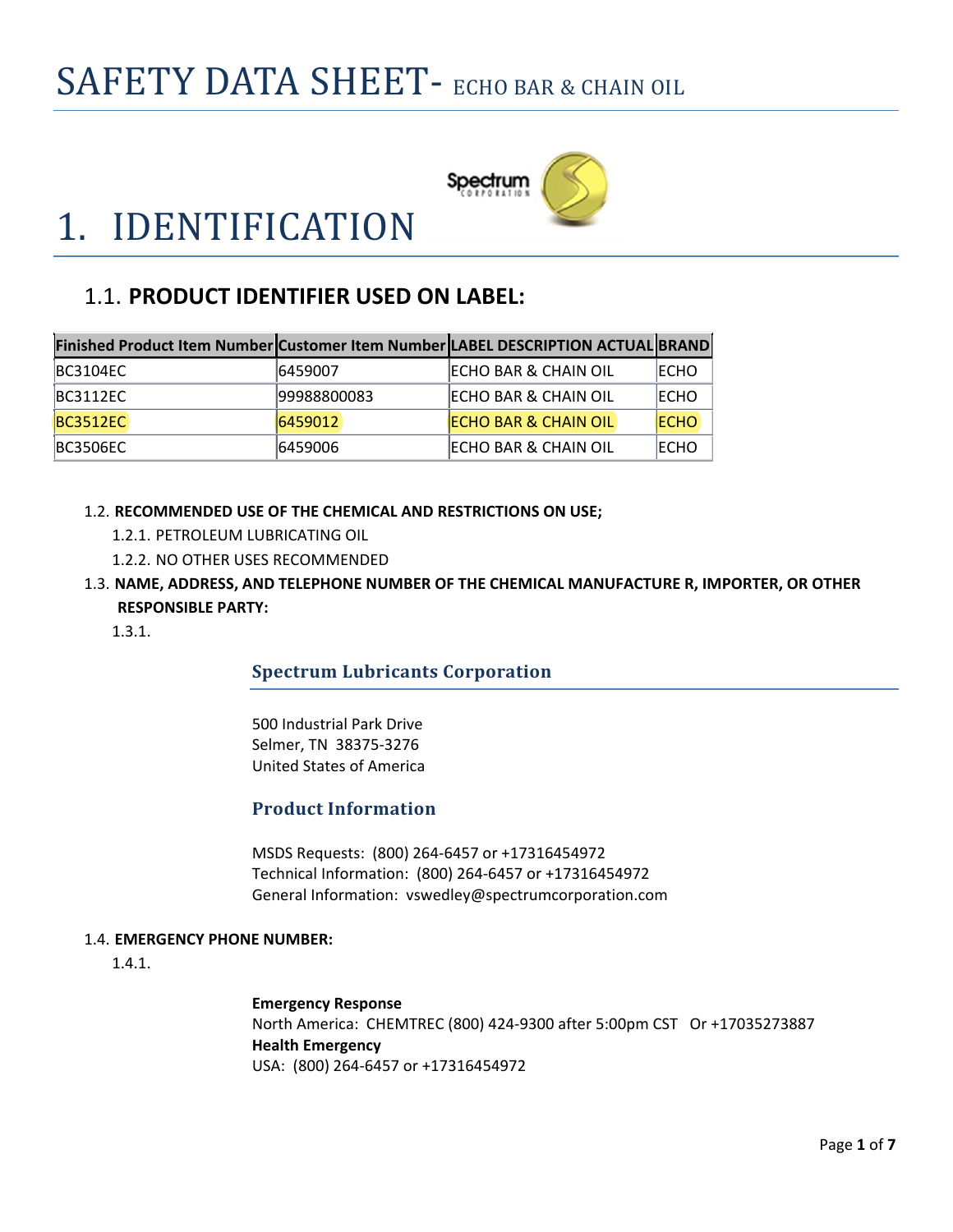# SAFETY DATA SHEET- ECHO BAR & CHAIN OIL

# 1. IDENTIFICATION

## 1.1. PRODUCT IDENTIFIER USED ON LABEL:

| Finished Product Item Number | Customer Item Number | LABEL DESCRIPTION ACTUAL | BRAND |
| --- | --- | --- | --- |
| BC3104EC | 6459007 | ECHO BAR & CHAIN OIL | ECHO |
| BC3112EC | 99988800083 | ECHO BAR & CHAIN OIL | ECHO |
| BC3512EC | 6459012 | ECHO BAR & CHAIN OIL | ECHO |
| BC3506EC | 6459006 | ECHO BAR & CHAIN OIL | ECHO |

1.2. **RECOMMENDED USE OF THE CHEMICAL AND RESTRICTIONS ON USE;**

1.2.1. PETROLEUM LUBRICATING OIL

1.2.2. NO OTHER USES RECOMMENDED

1.3. **NAME, ADDRESS, AND TELEPHONE NUMBER OF THE CHEMICAL MANUFACTURE R, IMPORTER, OR OTHER RESPONSIBLE PARTY:**

1.3.1.

### Spectrum Lubricants Corporation

500 Industrial Park Drive
Selmer, TN 38375-3276
United States of America

### Product Information

MSDS Requests: (800) 264-6457 or +17316454972
Technical Information: (800) 264-6457 or +17316454972
General Information: vswedley@spectrumcorporation.com

1.4. **EMERGENCY PHONE NUMBER:**

1.4.1.

**Emergency Response**
North America: CHEMTREC (800) 424-9300 after 5:00pm CST Or +17035273887
**Health Emergency**
USA: (800) 264-6457 or +17316454972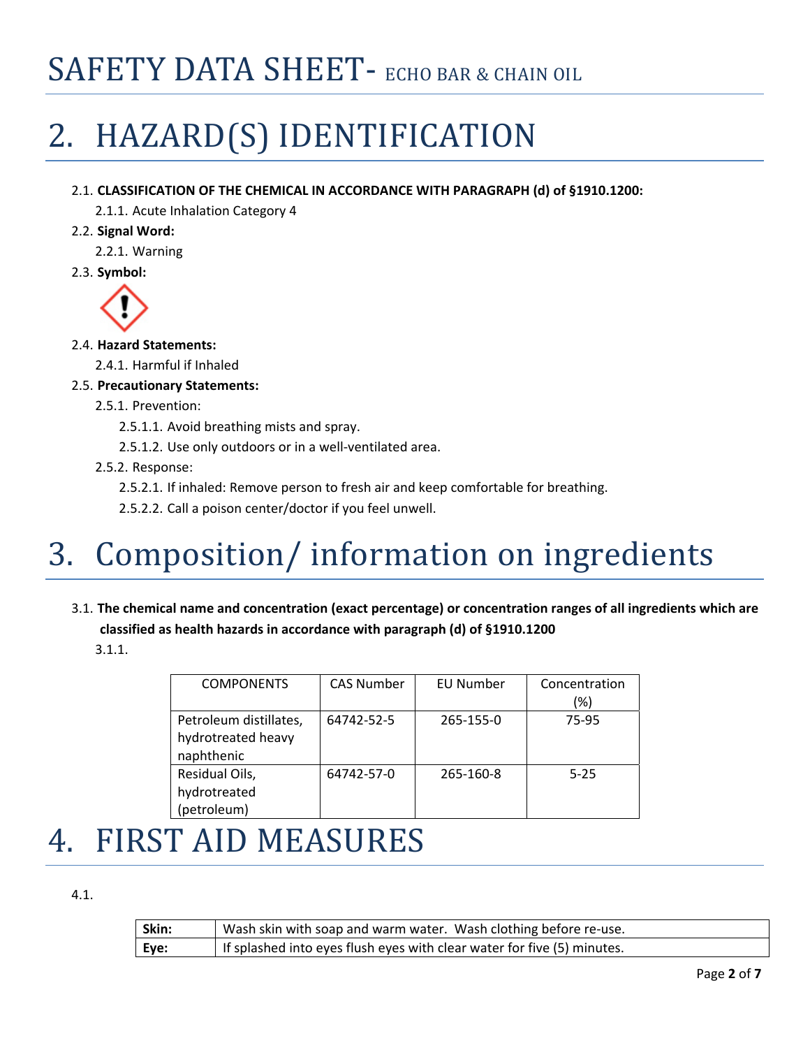# SAFETY DATA SHEET- ECHO BAR & CHAIN OIL

# 2. HAZARD(S) IDENTIFICATION

2.1. **CLASSIFICATION OF THE CHEMICAL IN ACCORDANCE WITH PARAGRAPH (d) of §1910.1200:**

2.1.1. Acute Inhalation Category 4

2.2. **Signal Word:**

2.2.1. Warning

2.3. **Symbol:**

2.4. **Hazard Statements:**

2.4.1. Harmful if Inhaled

2.5. **Precautionary Statements:**

2.5.1. Prevention:

2.5.1.1. Avoid breathing mists and spray.

2.5.1.2. Use only outdoors or in a well-ventilated area.

2.5.2. Response:

2.5.2.1. If inhaled: Remove person to fresh air and keep comfortable for breathing.

2.5.2.2. Call a poison center/doctor if you feel unwell.

# 3. Composition/ information on ingredients

3.1. **The chemical name and concentration (exact percentage) or concentration ranges of all ingredients which are classified as health hazards in accordance with paragraph (d) of §1910.1200**

3.1.1.

| COMPONENTS | CAS Number | EU Number | Concentration (%) |
|---|---|---|---|
| Petroleum distillates, hydrotreated heavy naphthenic | 64742-52-5 | 265-155-0 | 75-95 |
| Residual Oils, hydrotreated (petroleum) | 64742-57-0 | 265-160-8 | 5-25 |

# 4. FIRST AID MEASURES

4.1.

| | |
|---|---|
| **Skin:** | Wash skin with soap and warm water. Wash clothing before re-use. |
| **Eye:** | If splashed into eyes flush eyes with clear water for five (5) minutes. |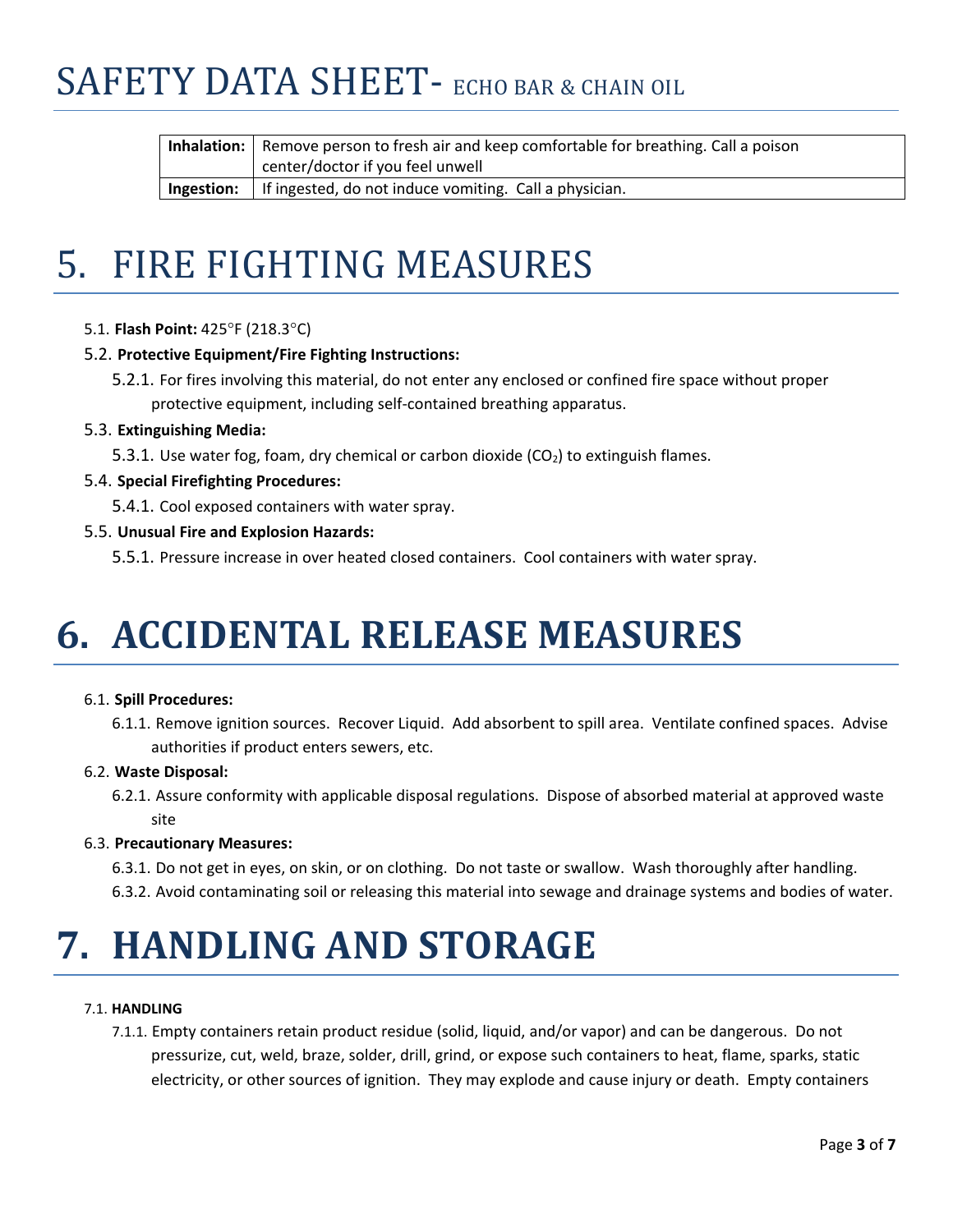| | |
|---|---|
| **Inhalation:** | Remove person to fresh air and keep comfortable for breathing. Call a poison center/doctor if you feel unwell |
| **Ingestion:** | If ingested, do not induce vomiting. Call a physician. |

# 5. FIRE FIGHTING MEASURES

5.1. **Flash Point:** 425°F (218.3°C)

5.2. **Protective Equipment/Fire Fighting Instructions:**

5.2.1. For fires involving this material, do not enter any enclosed or confined fire space without proper protective equipment, including self-contained breathing apparatus.

5.3. **Extinguishing Media:**

5.3.1. Use water fog, foam, dry chemical or carbon dioxide ($CO_2$) to extinguish flames.

5.4. **Special Firefighting Procedures:**

5.4.1. Cool exposed containers with water spray.

5.5. **Unusual Fire and Explosion Hazards:**

5.5.1. Pressure increase in over heated closed containers. Cool containers with water spray.

# 6. ACCIDENTAL RELEASE MEASURES

6.1. **Spill Procedures:**

6.1.1. Remove ignition sources. Recover Liquid. Add absorbent to spill area. Ventilate confined spaces. Advise authorities if product enters sewers, etc.

6.2. **Waste Disposal:**

6.2.1. Assure conformity with applicable disposal regulations. Dispose of absorbed material at approved waste site

6.3. **Precautionary Measures:**

6.3.1. Do not get in eyes, on skin, or on clothing. Do not taste or swallow. Wash thoroughly after handling.

6.3.2. Avoid contaminating soil or releasing this material into sewage and drainage systems and bodies of water.

# 7. HANDLING AND STORAGE

7.1. **HANDLING**

7.1.1. Empty containers retain product residue (solid, liquid, and/or vapor) and can be dangerous. Do not pressurize, cut, weld, braze, solder, drill, grind, or expose such containers to heat, flame, sparks, static electricity, or other sources of ignition. They may explode and cause injury or death. Empty containers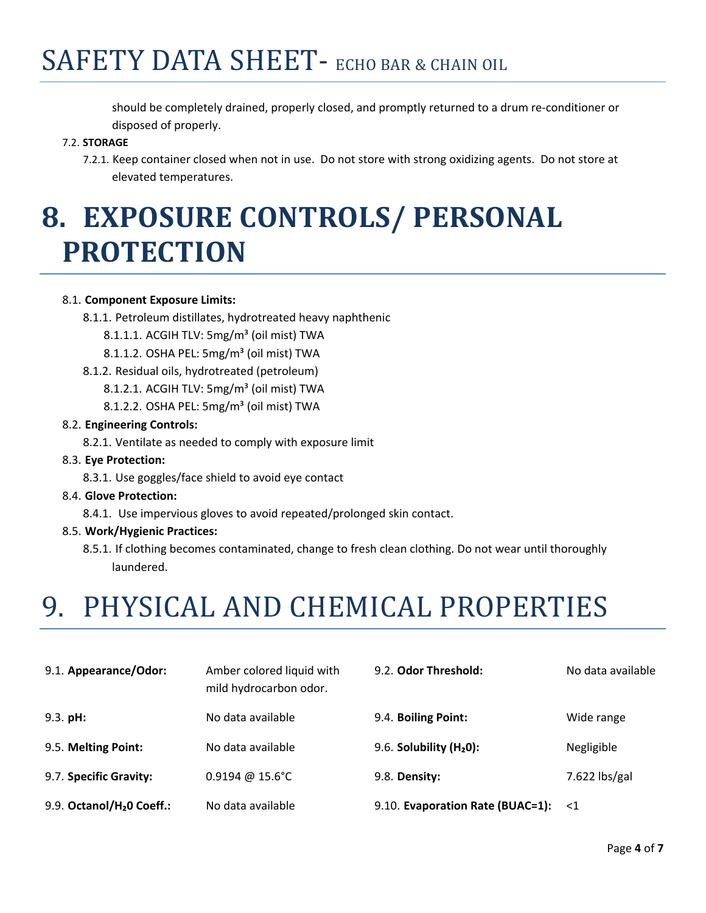should be completely drained, properly closed, and promptly returned to a drum re-conditioner or disposed of properly.

7.2. **STORAGE**

7.2.1. Keep container closed when not in use. Do not store with strong oxidizing agents. Do not store at elevated temperatures.

# 8. EXPOSURE CONTROLS/ PERSONAL PROTECTION

8.1. **Component Exposure Limits:**

8.1.1. Petroleum distillates, hydrotreated heavy naphthenic

8.1.1.1. ACGIH TLV: 5mg/m³ (oil mist) TWA

8.1.1.2. OSHA PEL: 5mg/m³ (oil mist) TWA

8.1.2. Residual oils, hydrotreated (petroleum)

8.1.2.1. ACGIH TLV: 5mg/m³ (oil mist) TWA

8.1.2.2. OSHA PEL: 5mg/m³ (oil mist) TWA

8.2. **Engineering Controls:**

8.2.1. Ventilate as needed to comply with exposure limit

8.3. **Eye Protection:**

8.3.1. Use goggles/face shield to avoid eye contact

8.4. **Glove Protection:**

8.4.1. Use impervious gloves to avoid repeated/prolonged skin contact.

8.5. **Work/Hygienic Practices:**

8.5.1. If clothing becomes contaminated, change to fresh clean clothing. Do not wear until thoroughly laundered.

# 9. PHYSICAL AND CHEMICAL PROPERTIES

| | | | |
|---|---|---|---|
| 9.1. **Appearance/Odor:** | Amber colored liquid with mild hydrocarbon odor. | 9.2. **Odor Threshold:** | No data available |
| 9.3. **pH:** | No data available | 9.4. **Boiling Point:** | Wide range |
| 9.5. **Melting Point:** | No data available | 9.6. **Solubility ($H_2$0):** | Negligible |
| 9.7. **Specific Gravity:** | 0.9194 @ 15.6°C | 9.8. **Density:** | 7.622 lbs/gal |
| 9.9. **Octanol/$H_2$0 Coeff.:** | No data available | 9.10. **Evaporation Rate (BUAC=1):** | <1 |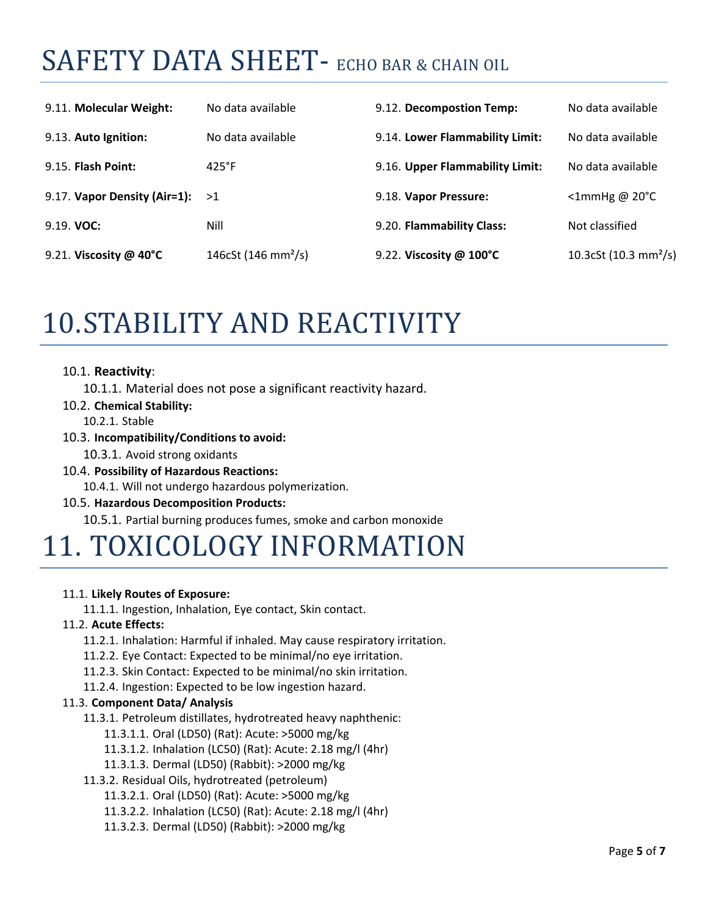| | | | |
|---|---|---|---|
| 9.11. **Molecular Weight:** | No data available | 9.12. **Decompostion Temp:** | No data available |
| 9.13. **Auto Ignition:** | No data available | 9.14. **Lower Flammability Limit:** | No data available |
| 9.15. **Flash Point:** | 425°F | 9.16. **Upper Flammability Limit:** | No data available |
| 9.17. **Vapor Density (Air=1):** | >1 | 9.18. **Vapor Pressure:** | <1mmHg @ 20°C |
| 9.19. **VOC:** | Nill | 9.20. **Flammability Class:** | Not classified |
| 9.21. **Viscosity @ 40°C** | 146cSt (146 $mm^2/s$) | 9.22. **Viscosity @ 100°C** | 10.3cSt (10.3 $mm^2/s$) |

# 10.STABILITY AND REACTIVITY

10.1. **Reactivity**:
  10.1.1. Material does not pose a significant reactivity hazard.

10.2. **Chemical Stability:**
  10.2.1. Stable

10.3. **Incompatibility/Conditions to avoid:**
  10.3.1. Avoid strong oxidants

10.4. **Possibility of Hazardous Reactions:**
  10.4.1. Will not undergo hazardous polymerization.

10.5. **Hazardous Decomposition Products:**
  10.5.1. Partial burning produces fumes, smoke and carbon monoxide

# 11. TOXICOLOGY INFORMATION

11.1. **Likely Routes of Exposure:**
  11.1.1. Ingestion, Inhalation, Eye contact, Skin contact.

11.2. **Acute Effects:**
  11.2.1. Inhalation: Harmful if inhaled. May cause respiratory irritation.
  11.2.2. Eye Contact: Expected to be minimal/no eye irritation.
  11.2.3. Skin Contact: Expected to be minimal/no skin irritation.
  11.2.4. Ingestion: Expected to be low ingestion hazard.

11.3. **Component Data/ Analysis**
  11.3.1. Petroleum distillates, hydrotreated heavy naphthenic:
    11.3.1.1. Oral (LD50) (Rat): Acute: >5000 mg/kg
    11.3.1.2. Inhalation (LC50) (Rat): Acute: 2.18 mg/l (4hr)
    11.3.1.3. Dermal (LD50) (Rabbit): >2000 mg/kg
  11.3.2. Residual Oils, hydrotreated (petroleum)
    11.3.2.1. Oral (LD50) (Rat): Acute: >5000 mg/kg
    11.3.2.2. Inhalation (LC50) (Rat): Acute: 2.18 mg/l (4hr)
    11.3.2.3. Dermal (LD50) (Rabbit): >2000 mg/kg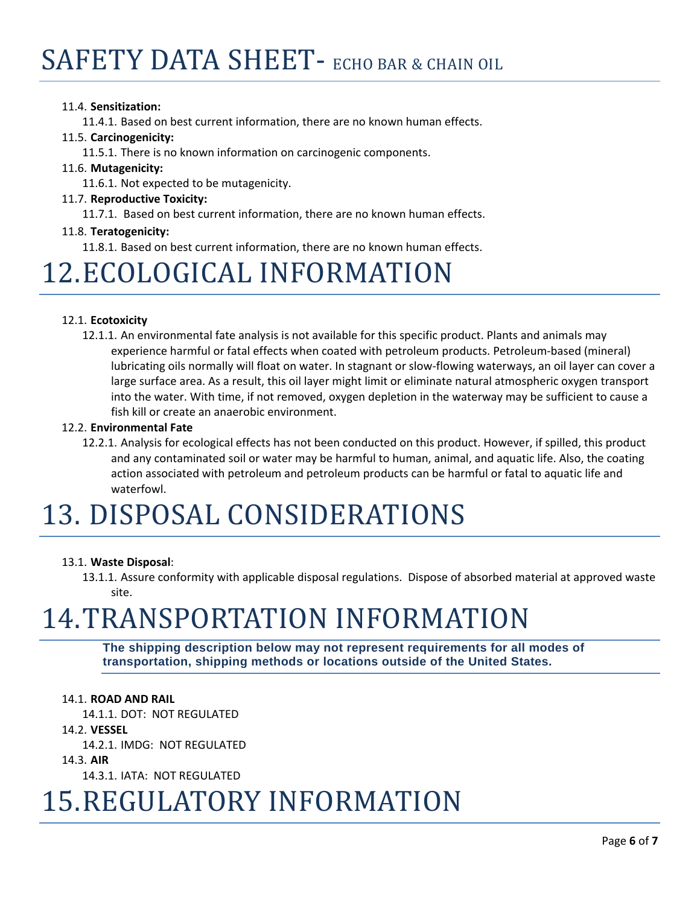- 11.4. **Sensitization:**
  - 11.4.1. Based on best current information, there are no known human effects.
- 11.5. **Carcinogenicity:**
  - 11.5.1. There is no known information on carcinogenic components.
- 11.6. **Mutagenicity:**
  - 11.6.1. Not expected to be mutagenicity.
- 11.7. **Reproductive Toxicity:**
  - 11.7.1. Based on best current information, there are no known human effects.
- 11.8. **Teratogenicity:**
  - 11.8.1. Based on best current information, there are no known human effects.

# 12. ECOLOGICAL INFORMATION

- 12.1. **Ecotoxicity**
  - 12.1.1. An environmental fate analysis is not available for this specific product. Plants and animals may experience harmful or fatal effects when coated with petroleum products. Petroleum-based (mineral) lubricating oils normally will float on water. In stagnant or slow-flowing waterways, an oil layer can cover a large surface area. As a result, this oil layer might limit or eliminate natural atmospheric oxygen transport into the water. With time, if not removed, oxygen depletion in the waterway may be sufficient to cause a fish kill or create an anaerobic environment.
- 12.2. **Environmental Fate**
  - 12.2.1. Analysis for ecological effects has not been conducted on this product. However, if spilled, this product and any contaminated soil or water may be harmful to human, animal, and aquatic life. Also, the coating action associated with petroleum and petroleum products can be harmful or fatal to aquatic life and waterfowl.

# 13. DISPOSAL CONSIDERATIONS

- 13.1. **Waste Disposal**:
  - 13.1.1. Assure conformity with applicable disposal regulations. Dispose of absorbed material at approved waste site.

# 14. TRANSPORTATION INFORMATION

**The shipping description below may not represent requirements for all modes of transportation, shipping methods or locations outside of the United States.**

- 14.1. **ROAD AND RAIL**
  - 14.1.1. DOT: NOT REGULATED
- 14.2. **VESSEL**
  - 14.2.1. IMDG: NOT REGULATED
- 14.3. **AIR**
  - 14.3.1. IATA: NOT REGULATED

# 15. REGULATORY INFORMATION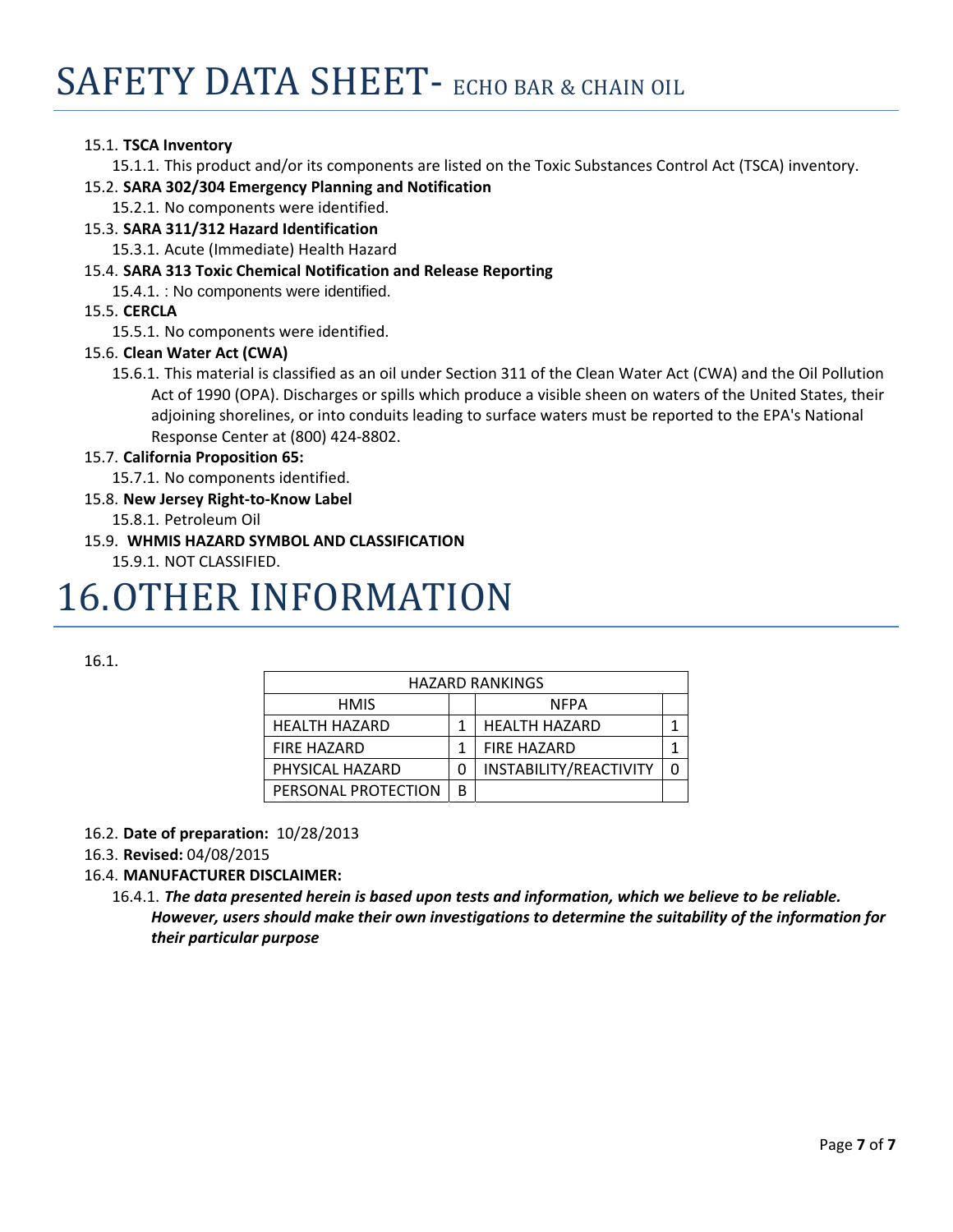15.1. **TSCA Inventory**

15.1.1. This product and/or its components are listed on the Toxic Substances Control Act (TSCA) inventory.

15.2. **SARA 302/304 Emergency Planning and Notification**

15.2.1. No components were identified.

15.3. **SARA 311/312 Hazard Identification**

15.3.1. Acute (Immediate) Health Hazard

15.4. **SARA 313 Toxic Chemical Notification and Release Reporting**

15.4.1. : No components were identified.

15.5. **CERCLA**

15.5.1. No components were identified.

15.6. **Clean Water Act (CWA)**

15.6.1. This material is classified as an oil under Section 311 of the Clean Water Act (CWA) and the Oil Pollution Act of 1990 (OPA). Discharges or spills which produce a visible sheen on waters of the United States, their adjoining shorelines, or into conduits leading to surface waters must be reported to the EPA's National Response Center at (800) 424-8802.

15.7. **California Proposition 65:**

15.7.1. No components identified.

15.8. **New Jersey Right-to-Know Label**

15.8.1. Petroleum Oil

15.9. **WHMIS HAZARD SYMBOL AND CLASSIFICATION**

15.9.1. NOT CLASSIFIED.

# 16. OTHER INFORMATION

16.1.

| HAZARD RANKINGS | | | |
|---|---|---|---|
| HMIS | | NFPA | |
| HEALTH HAZARD | 1 | HEALTH HAZARD | 1 |
| FIRE HAZARD | 1 | FIRE HAZARD | 1 |
| PHYSICAL HAZARD | 0 | INSTABILITY/REACTIVITY | 0 |
| PERSONAL PROTECTION | B | | |

16.2. **Date of preparation:** 10/28/2013

16.3. **Revised:** 04/08/2015

16.4. **MANUFACTURER DISCLAIMER:**

16.4.1. ***The data presented herein is based upon tests and information, which we believe to be reliable. However, users should make their own investigations to determine the suitability of the information for their particular purpose***